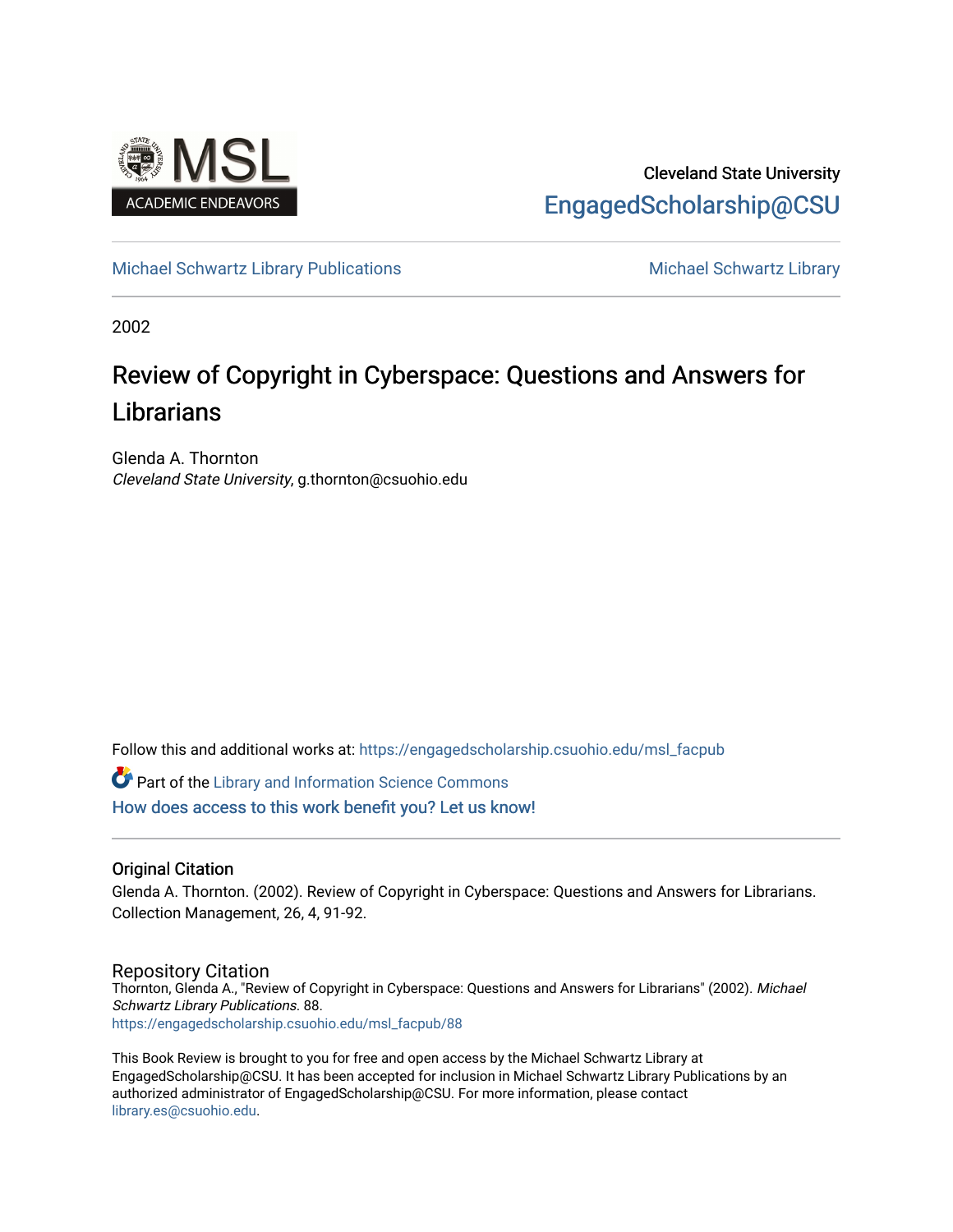Cleveland State University

EngagedScholarship@CSU

Michael Schwartz Library Publications

Michael Schwartz Library

2002

# Review of Copyright in Cyberspace: Questions and Answers for Librarians

Glenda A. Thornton

*Cleveland State University*, g.thornton@csuohio.edu

Follow this and additional works at: https://engagedscholarship.csuohio.edu/msl_facpub

Part of the Library and Information Science Commons

How does access to this work benefit you? Let us know!

## Original Citation

Glenda A. Thornton. (2002). Review of Copyright in Cyberspace: Questions and Answers for Librarians. Collection Management, 26, 4, 91-92.

## Repository Citation

Thornton, Glenda A., "Review of Copyright in Cyberspace: Questions and Answers for Librarians" (2002). *Michael Schwartz Library Publications*. 88.
https://engagedscholarship.csuohio.edu/msl_facpub/88

This Book Review is brought to you for free and open access by the Michael Schwartz Library at EngagedScholarship@CSU. It has been accepted for inclusion in Michael Schwartz Library Publications by an authorized administrator of EngagedScholarship@CSU. For more information, please contact library.es@csuohio.edu.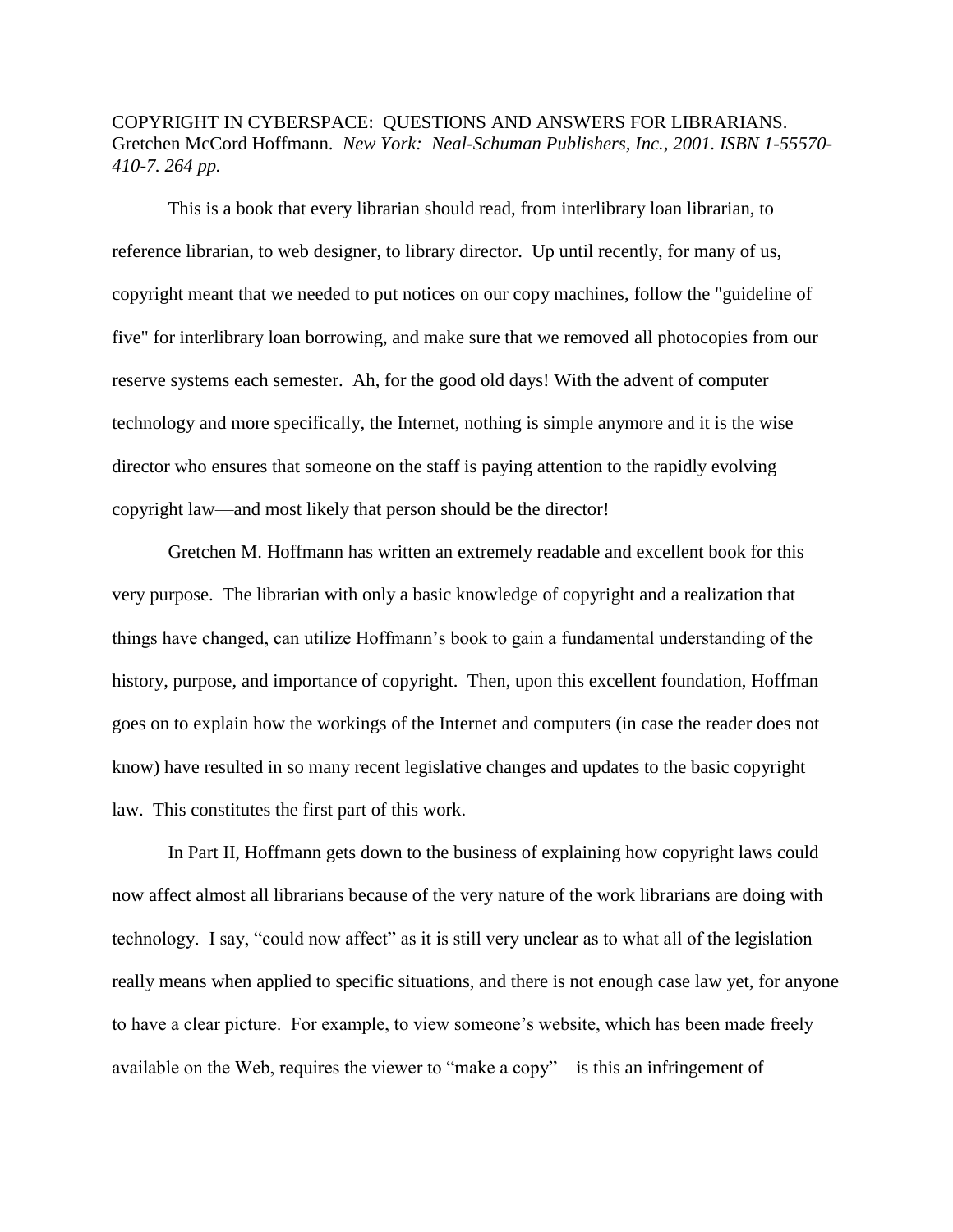COPYRIGHT IN CYBERSPACE: QUESTIONS AND ANSWERS FOR LIBRARIANS. Gretchen McCord Hoffmann. *New York: Neal-Schuman Publishers, Inc., 2001. ISBN 1-55570-410-7. 264 pp.*

This is a book that every librarian should read, from interlibrary loan librarian, to reference librarian, to web designer, to library director. Up until recently, for many of us, copyright meant that we needed to put notices on our copy machines, follow the "guideline of five" for interlibrary loan borrowing, and make sure that we removed all photocopies from our reserve systems each semester. Ah, for the good old days! With the advent of computer technology and more specifically, the Internet, nothing is simple anymore and it is the wise director who ensures that someone on the staff is paying attention to the rapidly evolving copyright law—and most likely that person should be the director!

Gretchen M. Hoffmann has written an extremely readable and excellent book for this very purpose. The librarian with only a basic knowledge of copyright and a realization that things have changed, can utilize Hoffmann's book to gain a fundamental understanding of the history, purpose, and importance of copyright. Then, upon this excellent foundation, Hoffman goes on to explain how the workings of the Internet and computers (in case the reader does not know) have resulted in so many recent legislative changes and updates to the basic copyright law. This constitutes the first part of this work.

In Part II, Hoffmann gets down to the business of explaining how copyright laws could now affect almost all librarians because of the very nature of the work librarians are doing with technology. I say, "could now affect" as it is still very unclear as to what all of the legislation really means when applied to specific situations, and there is not enough case law yet, for anyone to have a clear picture. For example, to view someone's website, which has been made freely available on the Web, requires the viewer to "make a copy"—is this an infringement of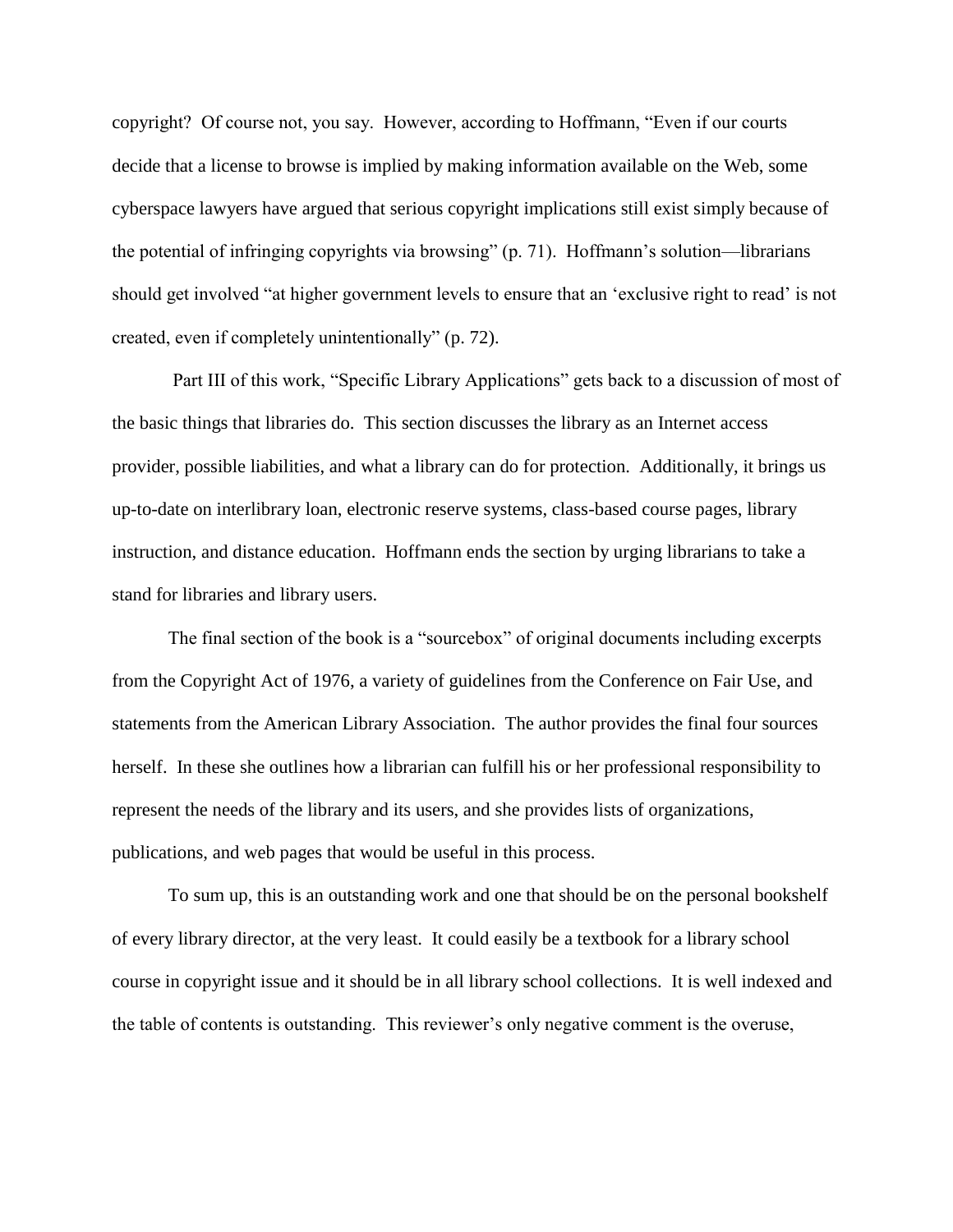copyright? Of course not, you say. However, according to Hoffmann, "Even if our courts decide that a license to browse is implied by making information available on the Web, some cyberspace lawyers have argued that serious copyright implications still exist simply because of the potential of infringing copyrights via browsing" (p. 71). Hoffmann's solution—librarians should get involved "at higher government levels to ensure that an 'exclusive right to read' is not created, even if completely unintentionally" (p. 72).

Part III of this work, "Specific Library Applications" gets back to a discussion of most of the basic things that libraries do. This section discusses the library as an Internet access provider, possible liabilities, and what a library can do for protection. Additionally, it brings us up-to-date on interlibrary loan, electronic reserve systems, class-based course pages, library instruction, and distance education. Hoffmann ends the section by urging librarians to take a stand for libraries and library users.

The final section of the book is a "sourcebox" of original documents including excerpts from the Copyright Act of 1976, a variety of guidelines from the Conference on Fair Use, and statements from the American Library Association. The author provides the final four sources herself. In these she outlines how a librarian can fulfill his or her professional responsibility to represent the needs of the library and its users, and she provides lists of organizations, publications, and web pages that would be useful in this process.

To sum up, this is an outstanding work and one that should be on the personal bookshelf of every library director, at the very least. It could easily be a textbook for a library school course in copyright issue and it should be in all library school collections. It is well indexed and the table of contents is outstanding. This reviewer's only negative comment is the overuse,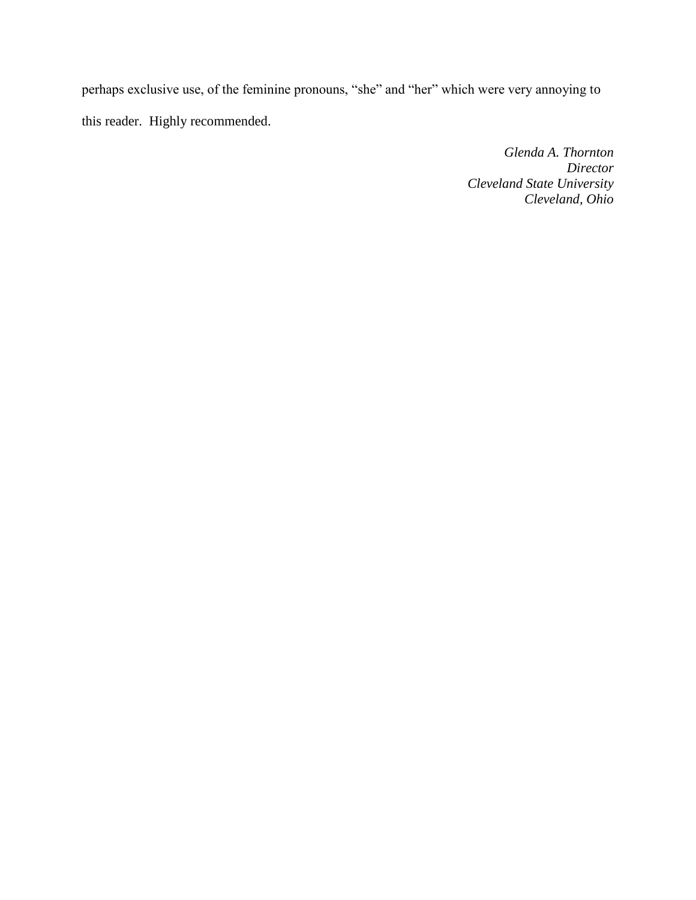perhaps exclusive use, of the feminine pronouns, “she” and “her” which were very annoying to this reader. Highly recommended.

*Glenda A. Thornton*
*Director*
*Cleveland State University*
*Cleveland, Ohio*